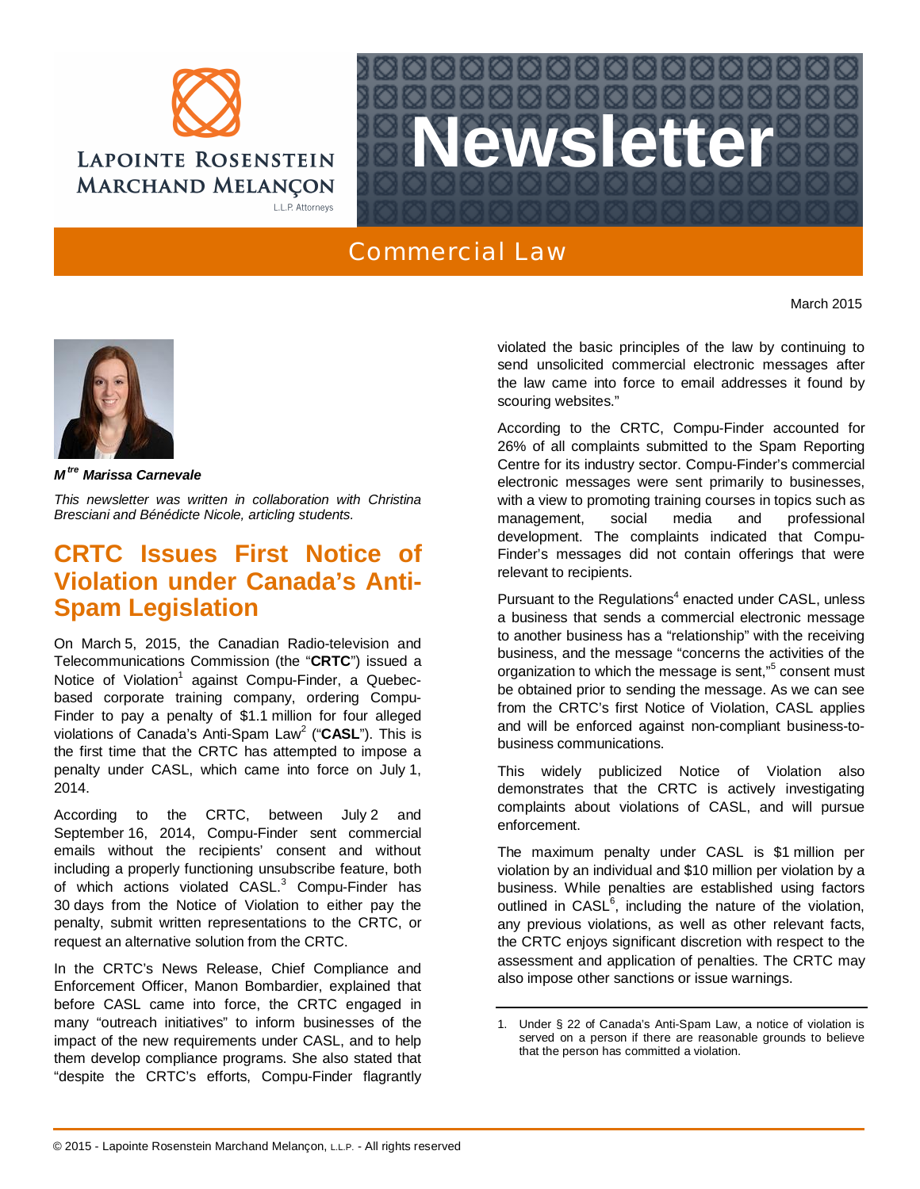Lapointe Rosenstein Marchand Melançon L.L.P. Attorneys

# Newsletter

## Commercial Law

March 2015

***Mtre Marissa Carnevale***

*This newsletter was written in collaboration with Christina Bresciani and Bénédicte Nicole, articling students.*

## CRTC Issues First Notice of Violation under Canada's Anti-Spam Legislation

On March 5, 2015, the Canadian Radio-television and Telecommunications Commission (the "**CRTC**") issued a Notice of Violation[1] against Compu-Finder, a Quebec-based corporate training company, ordering Compu-Finder to pay a penalty of $1.1 million for four alleged violations of Canada's Anti-Spam Law[2] ("**CASL**"). This is the first time that the CRTC has attempted to impose a penalty under CASL, which came into force on July 1, 2014.

According to the CRTC, between July 2 and September 16, 2014, Compu-Finder sent commercial emails without the recipients' consent and without including a properly functioning unsubscribe feature, both of which actions violated CASL.[3] Compu-Finder has 30 days from the Notice of Violation to either pay the penalty, submit written representations to the CRTC, or request an alternative solution from the CRTC.

In the CRTC's News Release, Chief Compliance and Enforcement Officer, Manon Bombardier, explained that before CASL came into force, the CRTC engaged in many "outreach initiatives" to inform businesses of the impact of the new requirements under CASL, and to help them develop compliance programs. She also stated that "despite the CRTC's efforts, Compu-Finder flagrantly violated the basic principles of the law by continuing to send unsolicited commercial electronic messages after the law came into force to email addresses it found by scouring websites."

According to the CRTC, Compu-Finder accounted for 26% of all complaints submitted to the Spam Reporting Centre for its industry sector. Compu-Finder's commercial electronic messages were sent primarily to businesses, with a view to promoting training courses in topics such as management, social media and professional development. The complaints indicated that Compu-Finder's messages did not contain offerings that were relevant to recipients.

Pursuant to the Regulations[4] enacted under CASL, unless a business that sends a commercial electronic message to another business has a "relationship" with the receiving business, and the message "concerns the activities of the organization to which the message is sent,"[5] consent must be obtained prior to sending the message. As we can see from the CRTC's first Notice of Violation, CASL applies and will be enforced against non-compliant business-to-business communications.

This widely publicized Notice of Violation also demonstrates that the CRTC is actively investigating complaints about violations of CASL, and will pursue enforcement.

The maximum penalty under CASL is $1 million per violation by an individual and $10 million per violation by a business. While penalties are established using factors outlined in CASL[6], including the nature of the violation, any previous violations, as well as other relevant facts, the CRTC enjoys significant discretion with respect to the assessment and application of penalties. The CRTC may also impose other sanctions or issue warnings.

---

1. Under § 22 of Canada's Anti-Spam Law, a notice of violation is served on a person if there are reasonable grounds to believe that the person has committed a violation.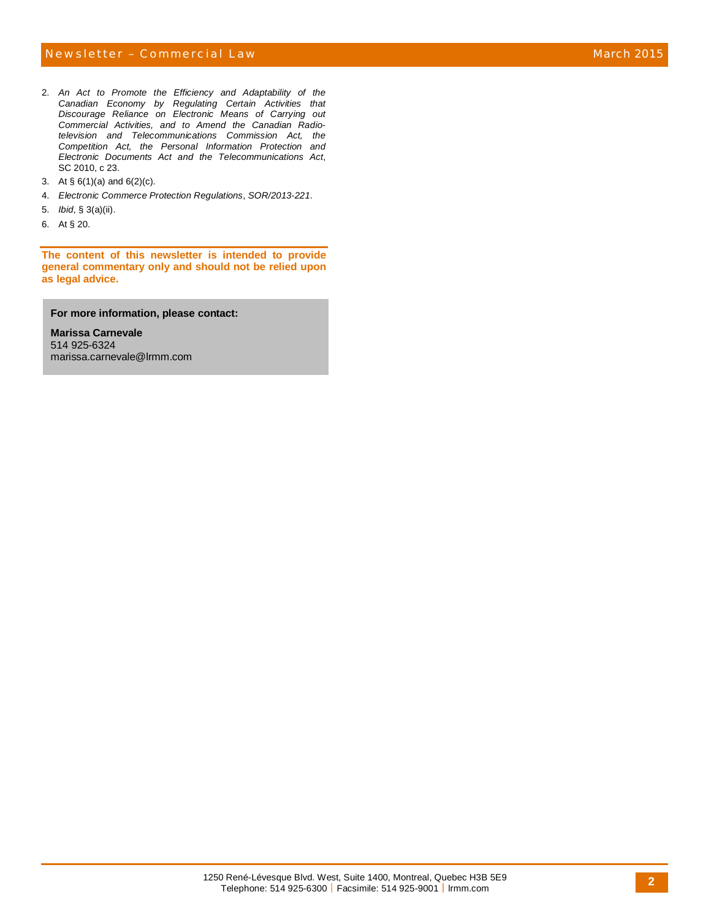2. *An Act to Promote the Efficiency and Adaptability of the Canadian Economy by Regulating Certain Activities that Discourage Reliance on Electronic Means of Carrying out Commercial Activities, and to Amend the Canadian Radio-television and Telecommunications Commission Act, the Competition Act, the Personal Information Protection and Electronic Documents Act and the Telecommunications Act*, SC 2010, c 23.
3. At § 6(1)(a) and 6(2)(c).
4. *Electronic Commerce Protection Regulations*, *SOR/2013-221*.
5. *Ibid*, § 3(a)(ii).
6. At § 20.

**The content of this newsletter is intended to provide general commentary only and should not be relied upon as legal advice.**

**For more information, please contact:**

**Marissa Carnevale**
514 925-6324
marissa.carnevale@lrmm.com

1250 René-Lévesque Blvd. West, Suite 1400, Montreal, Quebec H3B 5E9
Telephone: 514 925-6300 | Facsimile: 514 925-9001 | lrmm.com